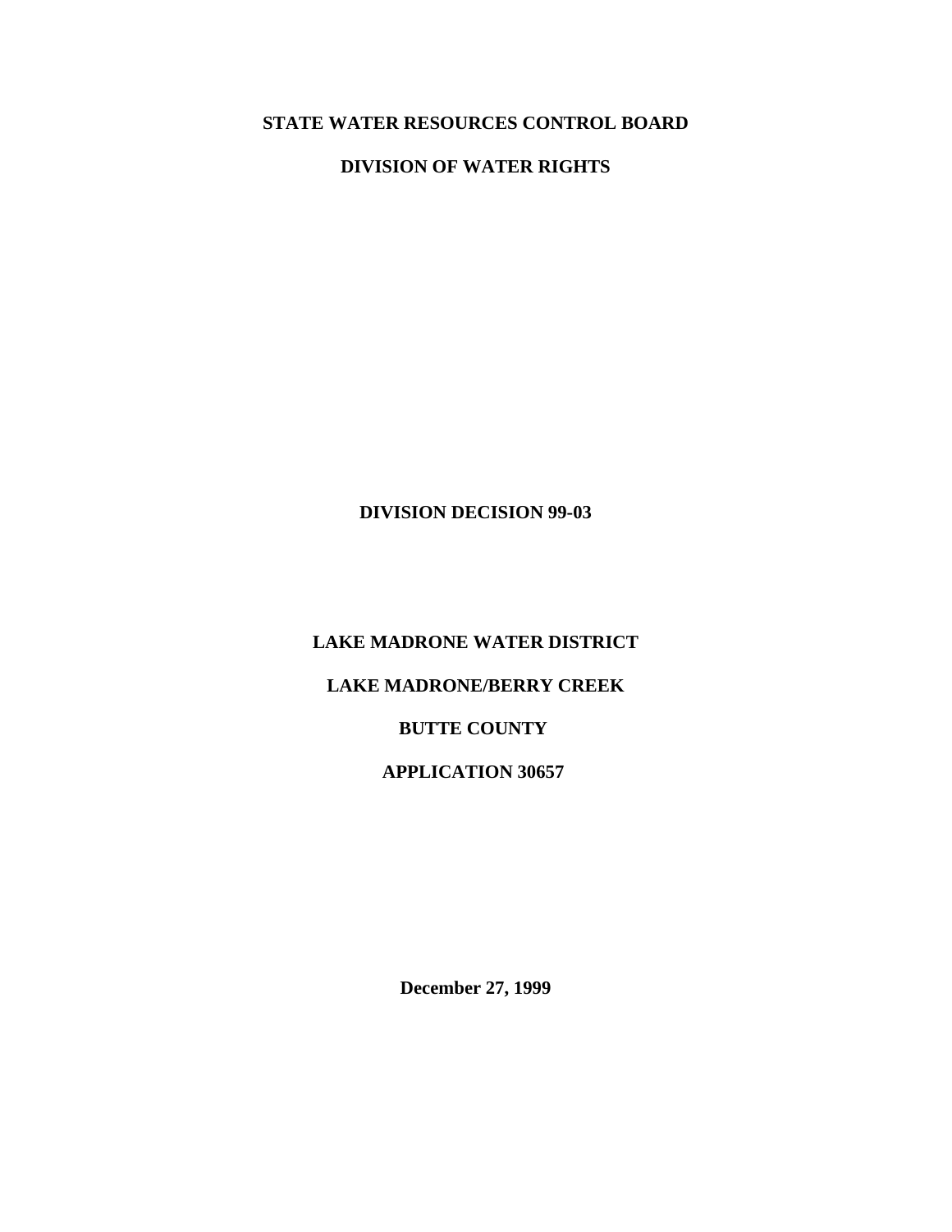**STATE WATER RESOURCES CONTROL BOARD**

**DIVISION OF WATER RIGHTS**

**DIVISION DECISION 99-03**

**LAKE MADRONE WATER DISTRICT**

**LAKE MADRONE/BERRY CREEK**

**BUTTE COUNTY**

**APPLICATION 30657**

**December 27, 1999**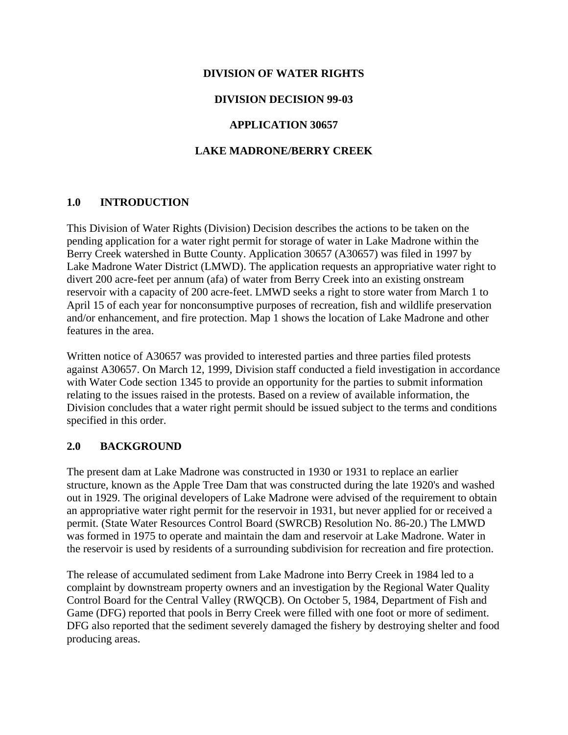**DIVISION OF WATER RIGHTS**

**DIVISION DECISION 99-03**

**APPLICATION 30657**

**LAKE MADRONE/BERRY CREEK**

## 1.0 INTRODUCTION

This Division of Water Rights (Division) Decision describes the actions to be taken on the pending application for a water right permit for storage of water in Lake Madrone within the Berry Creek watershed in Butte County. Application 30657 (A30657) was filed in 1997 by Lake Madrone Water District (LMWD). The application requests an appropriative water right to divert 200 acre-feet per annum (afa) of water from Berry Creek into an existing onstream reservoir with a capacity of 200 acre-feet. LMWD seeks a right to store water from March 1 to April 15 of each year for nonconsumptive purposes of recreation, fish and wildlife preservation and/or enhancement, and fire protection. Map 1 shows the location of Lake Madrone and other features in the area.

Written notice of A30657 was provided to interested parties and three parties filed protests against A30657. On March 12, 1999, Division staff conducted a field investigation in accordance with Water Code section 1345 to provide an opportunity for the parties to submit information relating to the issues raised in the protests. Based on a review of available information, the Division concludes that a water right permit should be issued subject to the terms and conditions specified in this order.

## 2.0 BACKGROUND

The present dam at Lake Madrone was constructed in 1930 or 1931 to replace an earlier structure, known as the Apple Tree Dam that was constructed during the late 1920's and washed out in 1929. The original developers of Lake Madrone were advised of the requirement to obtain an appropriative water right permit for the reservoir in 1931, but never applied for or received a permit. (State Water Resources Control Board (SWRCB) Resolution No. 86-20.) The LMWD was formed in 1975 to operate and maintain the dam and reservoir at Lake Madrone. Water in the reservoir is used by residents of a surrounding subdivision for recreation and fire protection.

The release of accumulated sediment from Lake Madrone into Berry Creek in 1984 led to a complaint by downstream property owners and an investigation by the Regional Water Quality Control Board for the Central Valley (RWQCB). On October 5, 1984, Department of Fish and Game (DFG) reported that pools in Berry Creek were filled with one foot or more of sediment. DFG also reported that the sediment severely damaged the fishery by destroying shelter and food producing areas.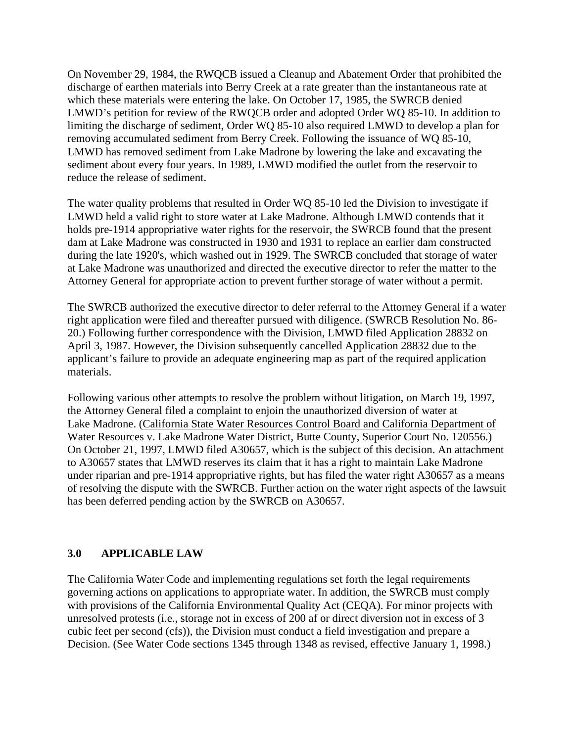On November 29, 1984, the RWQCB issued a Cleanup and Abatement Order that prohibited the discharge of earthen materials into Berry Creek at a rate greater than the instantaneous rate at which these materials were entering the lake. On October 17, 1985, the SWRCB denied LMWD's petition for review of the RWQCB order and adopted Order WQ 85-10. In addition to limiting the discharge of sediment, Order WQ 85-10 also required LMWD to develop a plan for removing accumulated sediment from Berry Creek. Following the issuance of WQ 85-10, LMWD has removed sediment from Lake Madrone by lowering the lake and excavating the sediment about every four years. In 1989, LMWD modified the outlet from the reservoir to reduce the release of sediment.

The water quality problems that resulted in Order WQ 85-10 led the Division to investigate if LMWD held a valid right to store water at Lake Madrone. Although LMWD contends that it holds pre-1914 appropriative water rights for the reservoir, the SWRCB found that the present dam at Lake Madrone was constructed in 1930 and 1931 to replace an earlier dam constructed during the late 1920's, which washed out in 1929. The SWRCB concluded that storage of water at Lake Madrone was unauthorized and directed the executive director to refer the matter to the Attorney General for appropriate action to prevent further storage of water without a permit.

The SWRCB authorized the executive director to defer referral to the Attorney General if a water right application were filed and thereafter pursued with diligence. (SWRCB Resolution No. 86-20.) Following further correspondence with the Division, LMWD filed Application 28832 on April 3, 1987. However, the Division subsequently cancelled Application 28832 due to the applicant's failure to provide an adequate engineering map as part of the required application materials.

Following various other attempts to resolve the problem without litigation, on March 19, 1997, the Attorney General filed a complaint to enjoin the unauthorized diversion of water at Lake Madrone. (California State Water Resources Control Board and California Department of Water Resources v. Lake Madrone Water District, Butte County, Superior Court No. 120556.) On October 21, 1997, LMWD filed A30657, which is the subject of this decision. An attachment to A30657 states that LMWD reserves its claim that it has a right to maintain Lake Madrone under riparian and pre-1914 appropriative rights, but has filed the water right A30657 as a means of resolving the dispute with the SWRCB. Further action on the water right aspects of the lawsuit has been deferred pending action by the SWRCB on A30657.

## 3.0 APPLICABLE LAW

The California Water Code and implementing regulations set forth the legal requirements governing actions on applications to appropriate water. In addition, the SWRCB must comply with provisions of the California Environmental Quality Act (CEQA). For minor projects with unresolved protests (i.e., storage not in excess of 200 af or direct diversion not in excess of 3 cubic feet per second (cfs)), the Division must conduct a field investigation and prepare a Decision. (See Water Code sections 1345 through 1348 as revised, effective January 1, 1998.)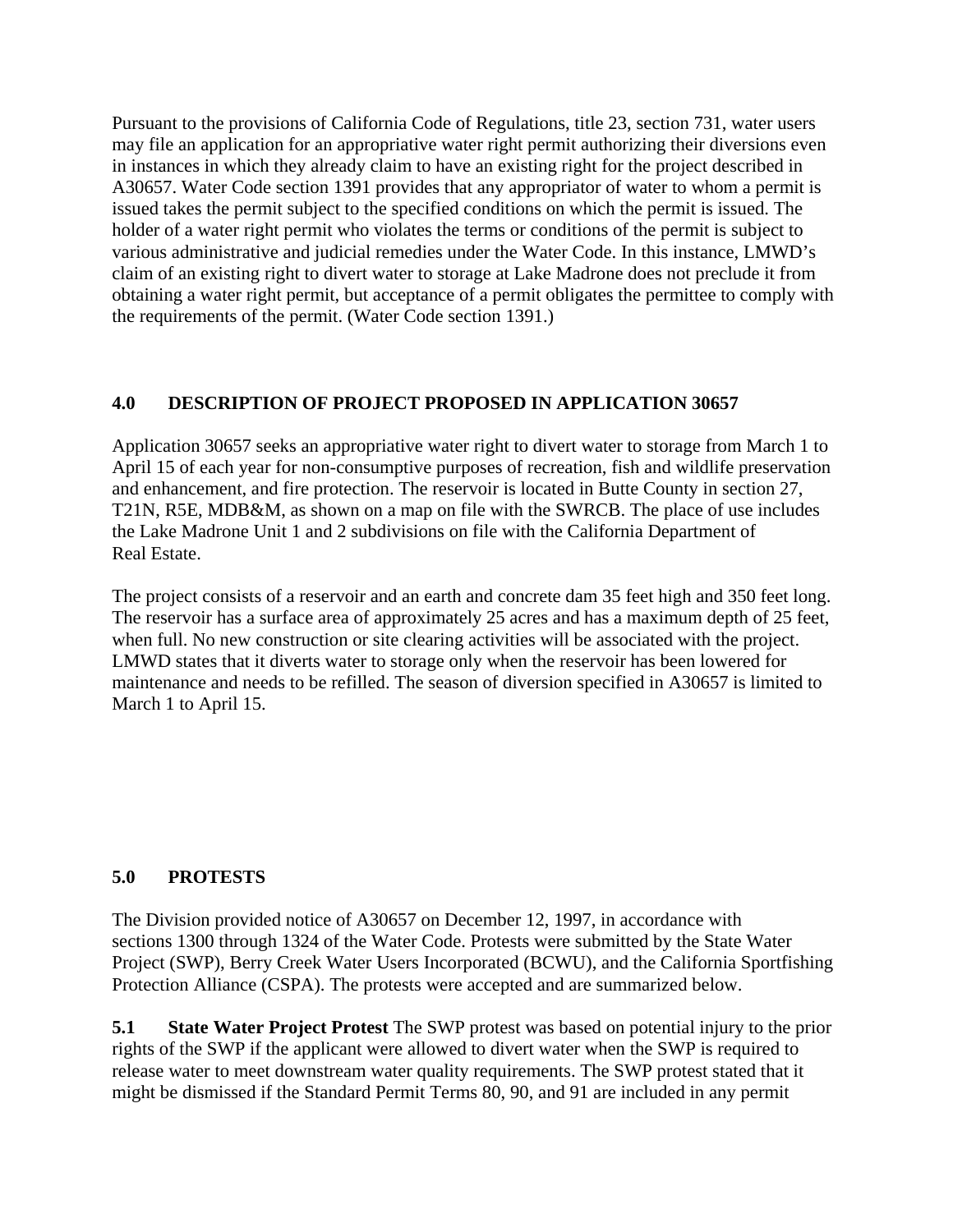Pursuant to the provisions of California Code of Regulations, title 23, section 731, water users may file an application for an appropriative water right permit authorizing their diversions even in instances in which they already claim to have an existing right for the project described in A30657. Water Code section 1391 provides that any appropriator of water to whom a permit is issued takes the permit subject to the specified conditions on which the permit is issued. The holder of a water right permit who violates the terms or conditions of the permit is subject to various administrative and judicial remedies under the Water Code. In this instance, LMWD's claim of an existing right to divert water to storage at Lake Madrone does not preclude it from obtaining a water right permit, but acceptance of a permit obligates the permittee to comply with the requirements of the permit. (Water Code section 1391.)

## 4.0 DESCRIPTION OF PROJECT PROPOSED IN APPLICATION 30657

Application 30657 seeks an appropriative water right to divert water to storage from March 1 to April 15 of each year for non-consumptive purposes of recreation, fish and wildlife preservation and enhancement, and fire protection. The reservoir is located in Butte County in section 27, T21N, R5E, MDB&M, as shown on a map on file with the SWRCB. The place of use includes the Lake Madrone Unit 1 and 2 subdivisions on file with the California Department of Real Estate.

The project consists of a reservoir and an earth and concrete dam 35 feet high and 350 feet long. The reservoir has a surface area of approximately 25 acres and has a maximum depth of 25 feet, when full. No new construction or site clearing activities will be associated with the project. LMWD states that it diverts water to storage only when the reservoir has been lowered for maintenance and needs to be refilled. The season of diversion specified in A30657 is limited to March 1 to April 15.

## 5.0 PROTESTS

The Division provided notice of A30657 on December 12, 1997, in accordance with sections 1300 through 1324 of the Water Code. Protests were submitted by the State Water Project (SWP), Berry Creek Water Users Incorporated (BCWU), and the California Sportfishing Protection Alliance (CSPA). The protests were accepted and are summarized below.

**5.1 State Water Project Protest** The SWP protest was based on potential injury to the prior rights of the SWP if the applicant were allowed to divert water when the SWP is required to release water to meet downstream water quality requirements. The SWP protest stated that it might be dismissed if the Standard Permit Terms 80, 90, and 91 are included in any permit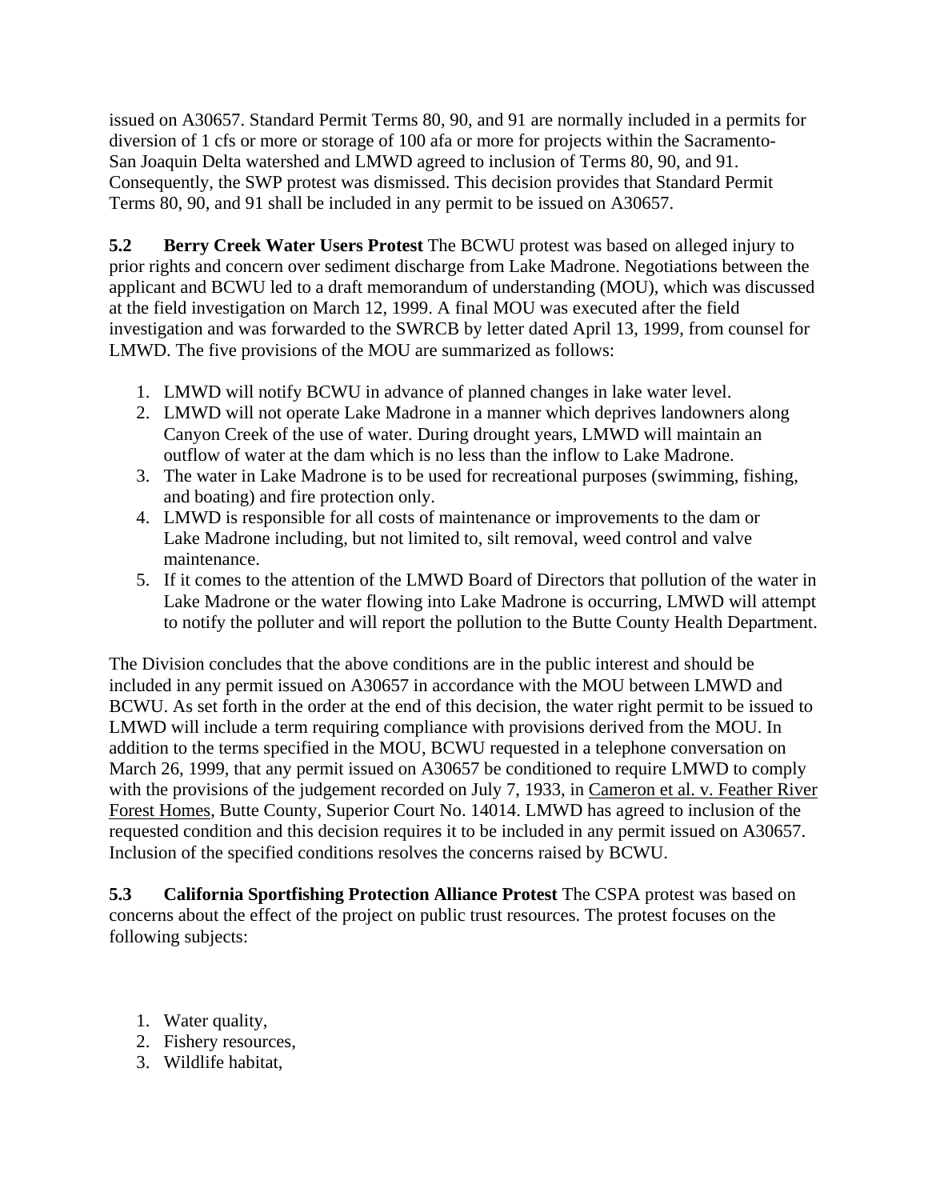issued on A30657. Standard Permit Terms 80, 90, and 91 are normally included in a permits for diversion of 1 cfs or more or storage of 100 afa or more for projects within the Sacramento-San Joaquin Delta watershed and LMWD agreed to inclusion of Terms 80, 90, and 91. Consequently, the SWP protest was dismissed. This decision provides that Standard Permit Terms 80, 90, and 91 shall be included in any permit to be issued on A30657.

**5.2 Berry Creek Water Users Protest** The BCWU protest was based on alleged injury to prior rights and concern over sediment discharge from Lake Madrone. Negotiations between the applicant and BCWU led to a draft memorandum of understanding (MOU), which was discussed at the field investigation on March 12, 1999. A final MOU was executed after the field investigation and was forwarded to the SWRCB by letter dated April 13, 1999, from counsel for LMWD. The five provisions of the MOU are summarized as follows:

1. LMWD will notify BCWU in advance of planned changes in lake water level.
2. LMWD will not operate Lake Madrone in a manner which deprives landowners along Canyon Creek of the use of water. During drought years, LMWD will maintain an outflow of water at the dam which is no less than the inflow to Lake Madrone.
3. The water in Lake Madrone is to be used for recreational purposes (swimming, fishing, and boating) and fire protection only.
4. LMWD is responsible for all costs of maintenance or improvements to the dam or Lake Madrone including, but not limited to, silt removal, weed control and valve maintenance.
5. If it comes to the attention of the LMWD Board of Directors that pollution of the water in Lake Madrone or the water flowing into Lake Madrone is occurring, LMWD will attempt to notify the polluter and will report the pollution to the Butte County Health Department.

The Division concludes that the above conditions are in the public interest and should be included in any permit issued on A30657 in accordance with the MOU between LMWD and BCWU. As set forth in the order at the end of this decision, the water right permit to be issued to LMWD will include a term requiring compliance with provisions derived from the MOU. In addition to the terms specified in the MOU, BCWU requested in a telephone conversation on March 26, 1999, that any permit issued on A30657 be conditioned to require LMWD to comply with the provisions of the judgement recorded on July 7, 1933, in Cameron et al. v. Feather River Forest Homes, Butte County, Superior Court No. 14014. LMWD has agreed to inclusion of the requested condition and this decision requires it to be included in any permit issued on A30657. Inclusion of the specified conditions resolves the concerns raised by BCWU.

**5.3 California Sportfishing Protection Alliance Protest** The CSPA protest was based on concerns about the effect of the project on public trust resources. The protest focuses on the following subjects:

1. Water quality,
2. Fishery resources,
3. Wildlife habitat,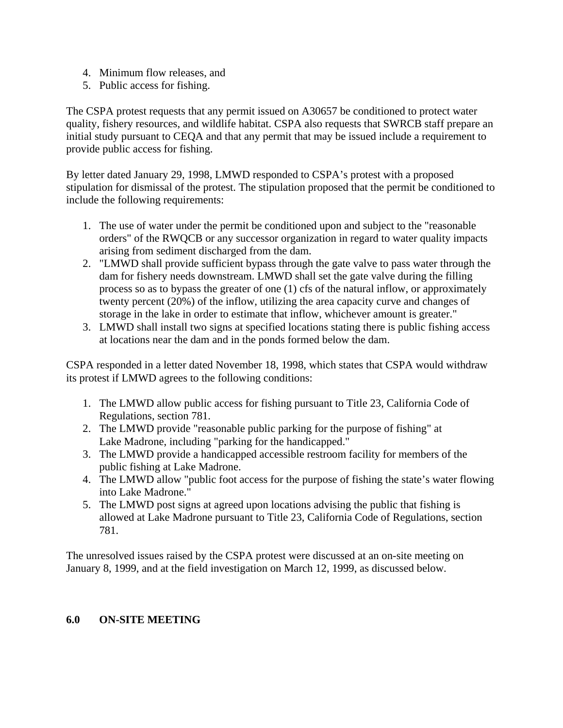4. Minimum flow releases, and
5. Public access for fishing.

The CSPA protest requests that any permit issued on A30657 be conditioned to protect water quality, fishery resources, and wildlife habitat. CSPA also requests that SWRCB staff prepare an initial study pursuant to CEQA and that any permit that may be issued include a requirement to provide public access for fishing.

By letter dated January 29, 1998, LMWD responded to CSPA's protest with a proposed stipulation for dismissal of the protest. The stipulation proposed that the permit be conditioned to include the following requirements:

1. The use of water under the permit be conditioned upon and subject to the "reasonable orders" of the RWQCB or any successor organization in regard to water quality impacts arising from sediment discharged from the dam.
2. "LMWD shall provide sufficient bypass through the gate valve to pass water through the dam for fishery needs downstream. LMWD shall set the gate valve during the filling process so as to bypass the greater of one (1) cfs of the natural inflow, or approximately twenty percent (20%) of the inflow, utilizing the area capacity curve and changes of storage in the lake in order to estimate that inflow, whichever amount is greater."
3. LMWD shall install two signs at specified locations stating there is public fishing access at locations near the dam and in the ponds formed below the dam.

CSPA responded in a letter dated November 18, 1998, which states that CSPA would withdraw its protest if LMWD agrees to the following conditions:

1. The LMWD allow public access for fishing pursuant to Title 23, California Code of Regulations, section 781.
2. The LMWD provide "reasonable public parking for the purpose of fishing" at Lake Madrone, including "parking for the handicapped."
3. The LMWD provide a handicapped accessible restroom facility for members of the public fishing at Lake Madrone.
4. The LMWD allow "public foot access for the purpose of fishing the state's water flowing into Lake Madrone."
5. The LMWD post signs at agreed upon locations advising the public that fishing is allowed at Lake Madrone pursuant to Title 23, California Code of Regulations, section 781.

The unresolved issues raised by the CSPA protest were discussed at an on-site meeting on January 8, 1999, and at the field investigation on March 12, 1999, as discussed below.

## 6.0 ON-SITE MEETING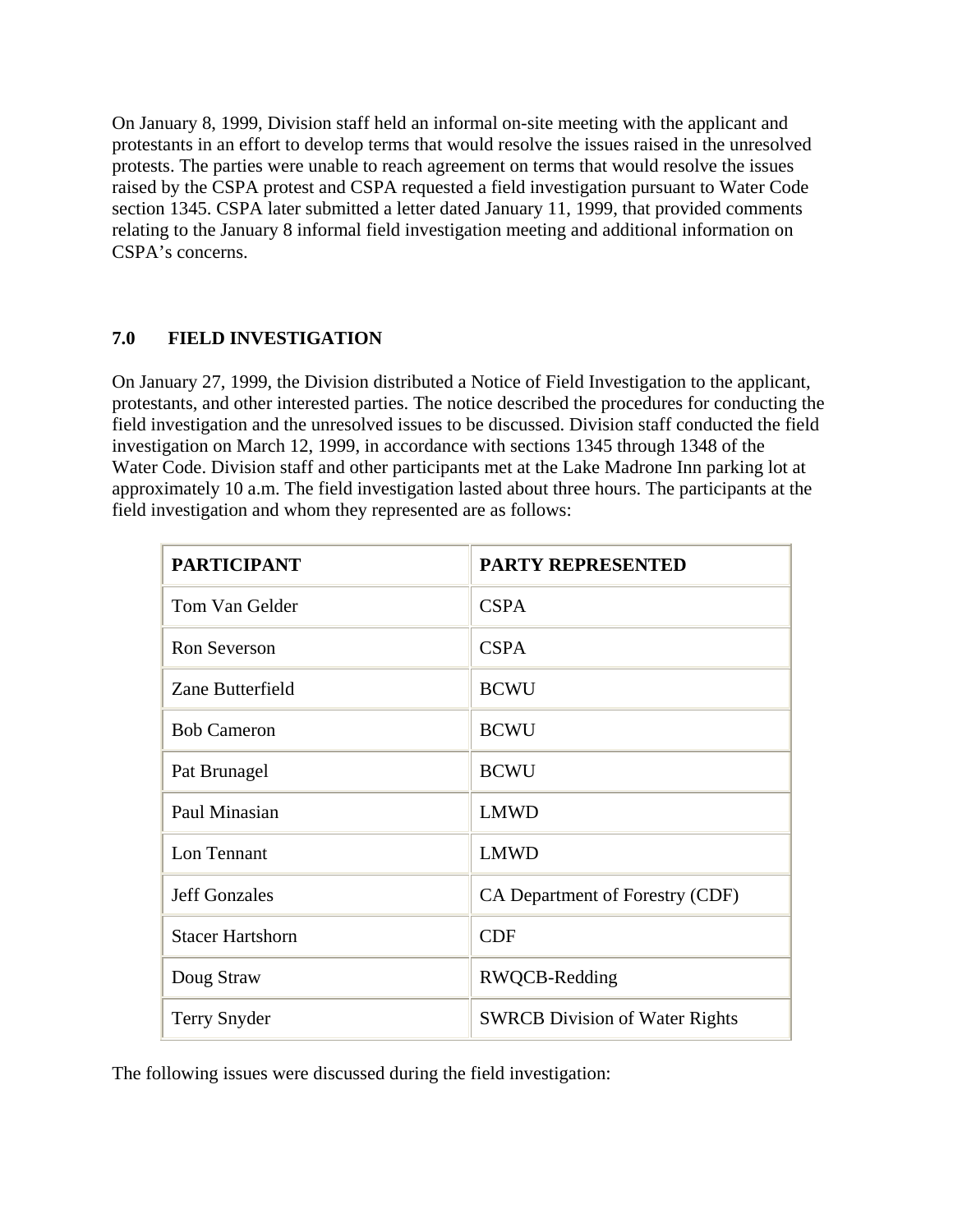On January 8, 1999, Division staff held an informal on-site meeting with the applicant and protestants in an effort to develop terms that would resolve the issues raised in the unresolved protests. The parties were unable to reach agreement on terms that would resolve the issues raised by the CSPA protest and CSPA requested a field investigation pursuant to Water Code section 1345. CSPA later submitted a letter dated January 11, 1999, that provided comments relating to the January 8 informal field investigation meeting and additional information on CSPA's concerns.

## 7.0 FIELD INVESTIGATION

On January 27, 1999, the Division distributed a Notice of Field Investigation to the applicant, protestants, and other interested parties. The notice described the procedures for conducting the field investigation and the unresolved issues to be discussed. Division staff conducted the field investigation on March 12, 1999, in accordance with sections 1345 through 1348 of the Water Code. Division staff and other participants met at the Lake Madrone Inn parking lot at approximately 10 a.m. The field investigation lasted about three hours. The participants at the field investigation and whom they represented are as follows:

| PARTICIPANT | PARTY REPRESENTED |
| --- | --- |
| Tom Van Gelder | CSPA |
| Ron Severson | CSPA |
| Zane Butterfield | BCWU |
| Bob Cameron | BCWU |
| Pat Brunagel | BCWU |
| Paul Minasian | LMWD |
| Lon Tennant | LMWD |
| Jeff Gonzales | CA Department of Forestry (CDF) |
| Stacer Hartshorn | CDF |
| Doug Straw | RWQCB-Redding |
| Terry Snyder | SWRCB Division of Water Rights |

The following issues were discussed during the field investigation: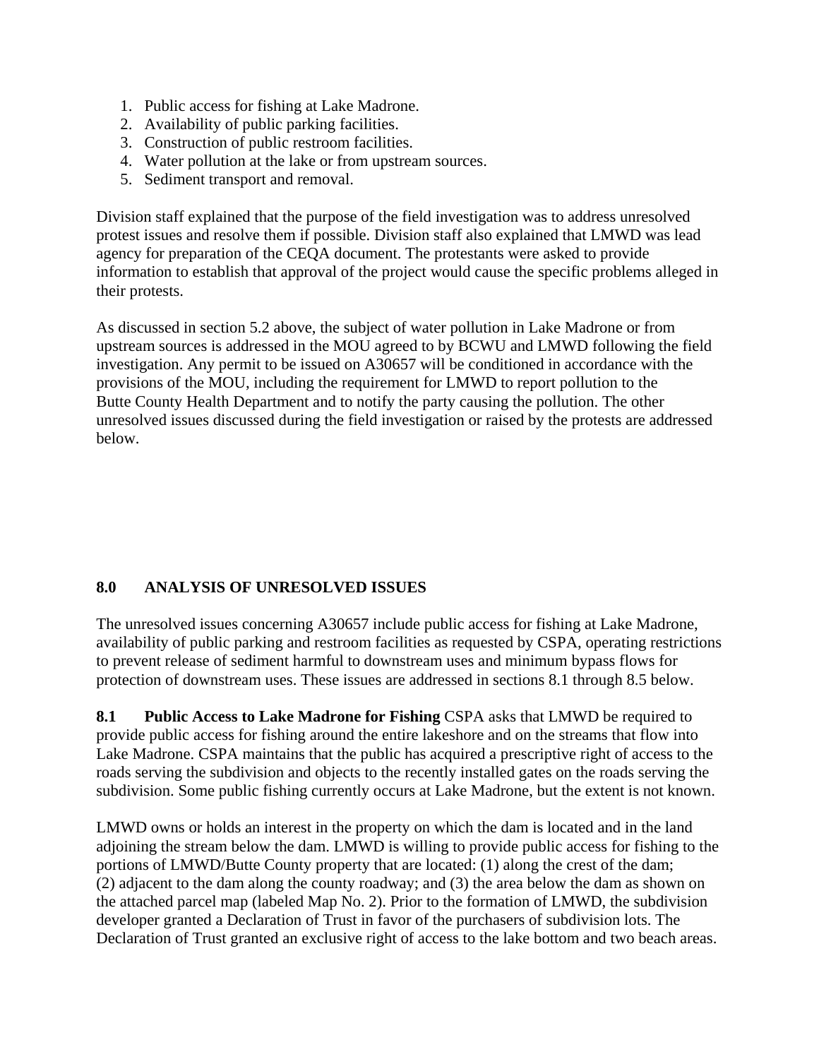1. Public access for fishing at Lake Madrone.
2. Availability of public parking facilities.
3. Construction of public restroom facilities.
4. Water pollution at the lake or from upstream sources.
5. Sediment transport and removal.

Division staff explained that the purpose of the field investigation was to address unresolved protest issues and resolve them if possible. Division staff also explained that LMWD was lead agency for preparation of the CEQA document. The protestants were asked to provide information to establish that approval of the project would cause the specific problems alleged in their protests.

As discussed in section 5.2 above, the subject of water pollution in Lake Madrone or from upstream sources is addressed in the MOU agreed to by BCWU and LMWD following the field investigation. Any permit to be issued on A30657 will be conditioned in accordance with the provisions of the MOU, including the requirement for LMWD to report pollution to the Butte County Health Department and to notify the party causing the pollution. The other unresolved issues discussed during the field investigation or raised by the protests are addressed below.

## 8.0 ANALYSIS OF UNRESOLVED ISSUES

The unresolved issues concerning A30657 include public access for fishing at Lake Madrone, availability of public parking and restroom facilities as requested by CSPA, operating restrictions to prevent release of sediment harmful to downstream uses and minimum bypass flows for protection of downstream uses. These issues are addressed in sections 8.1 through 8.5 below.

**8.1 Public Access to Lake Madrone for Fishing** CSPA asks that LMWD be required to provide public access for fishing around the entire lakeshore and on the streams that flow into Lake Madrone. CSPA maintains that the public has acquired a prescriptive right of access to the roads serving the subdivision and objects to the recently installed gates on the roads serving the subdivision. Some public fishing currently occurs at Lake Madrone, but the extent is not known.

LMWD owns or holds an interest in the property on which the dam is located and in the land adjoining the stream below the dam. LMWD is willing to provide public access for fishing to the portions of LMWD/Butte County property that are located: (1) along the crest of the dam; (2) adjacent to the dam along the county roadway; and (3) the area below the dam as shown on the attached parcel map (labeled Map No. 2). Prior to the formation of LMWD, the subdivision developer granted a Declaration of Trust in favor of the purchasers of subdivision lots. The Declaration of Trust granted an exclusive right of access to the lake bottom and two beach areas.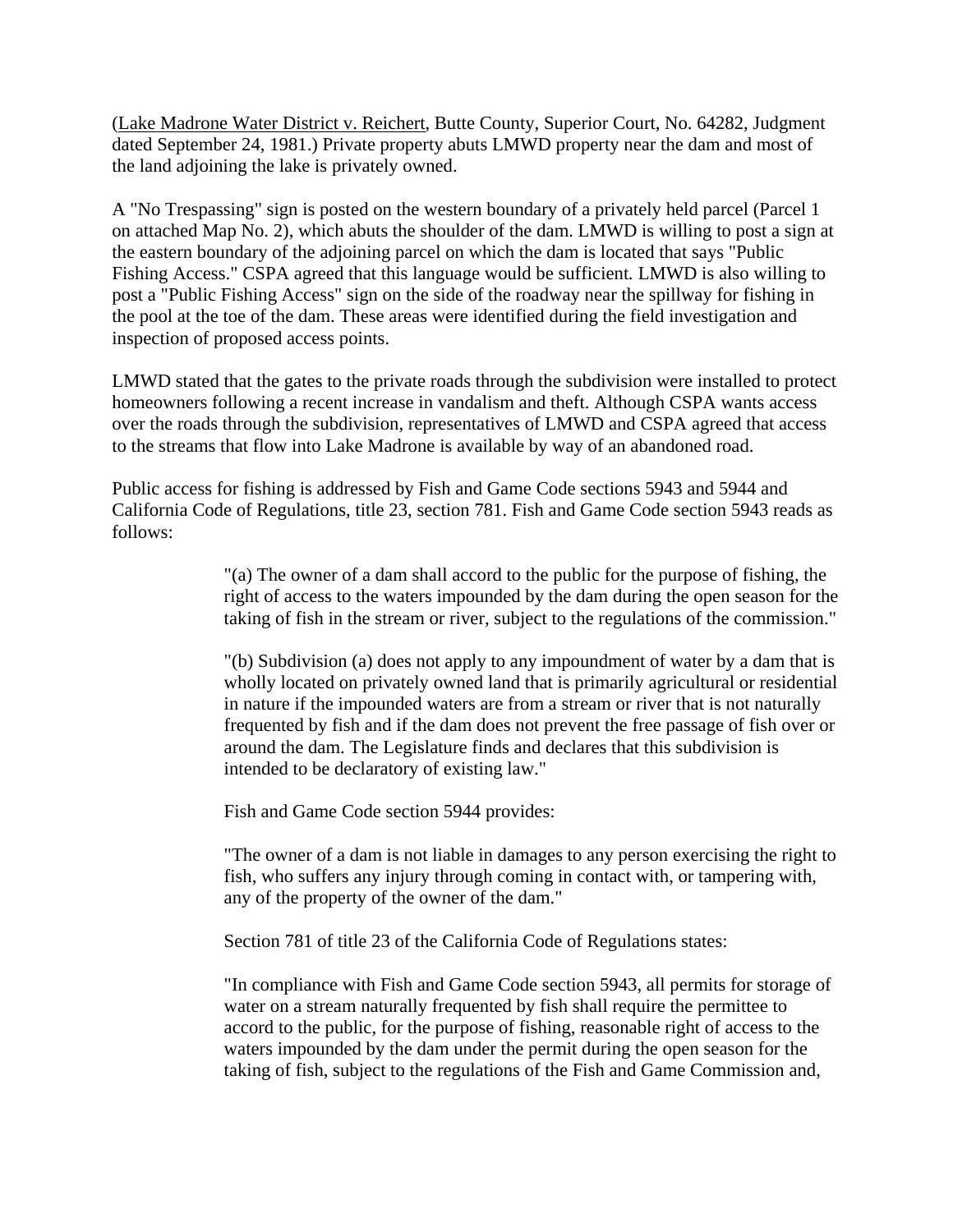(Lake Madrone Water District v. Reichert, Butte County, Superior Court, No. 64282, Judgment dated September 24, 1981.) Private property abuts LMWD property near the dam and most of the land adjoining the lake is privately owned.

A "No Trespassing" sign is posted on the western boundary of a privately held parcel (Parcel 1 on attached Map No. 2), which abuts the shoulder of the dam. LMWD is willing to post a sign at the eastern boundary of the adjoining parcel on which the dam is located that says "Public Fishing Access." CSPA agreed that this language would be sufficient. LMWD is also willing to post a "Public Fishing Access" sign on the side of the roadway near the spillway for fishing in the pool at the toe of the dam. These areas were identified during the field investigation and inspection of proposed access points.

LMWD stated that the gates to the private roads through the subdivision were installed to protect homeowners following a recent increase in vandalism and theft. Although CSPA wants access over the roads through the subdivision, representatives of LMWD and CSPA agreed that access to the streams that flow into Lake Madrone is available by way of an abandoned road.

Public access for fishing is addressed by Fish and Game Code sections 5943 and 5944 and California Code of Regulations, title 23, section 781. Fish and Game Code section 5943 reads as follows:

> "(a) The owner of a dam shall accord to the public for the purpose of fishing, the right of access to the waters impounded by the dam during the open season for the taking of fish in the stream or river, subject to the regulations of the commission."
>
> "(b) Subdivision (a) does not apply to any impoundment of water by a dam that is wholly located on privately owned land that is primarily agricultural or residential in nature if the impounded waters are from a stream or river that is not naturally frequented by fish and if the dam does not prevent the free passage of fish over or around the dam. The Legislature finds and declares that this subdivision is intended to be declaratory of existing law."
>
> Fish and Game Code section 5944 provides:
>
> "The owner of a dam is not liable in damages to any person exercising the right to fish, who suffers any injury through coming in contact with, or tampering with, any of the property of the owner of the dam."
>
> Section 781 of title 23 of the California Code of Regulations states:
>
> "In compliance with Fish and Game Code section 5943, all permits for storage of water on a stream naturally frequented by fish shall require the permittee to accord to the public, for the purpose of fishing, reasonable right of access to the waters impounded by the dam under the permit during the open season for the taking of fish, subject to the regulations of the Fish and Game Commission and,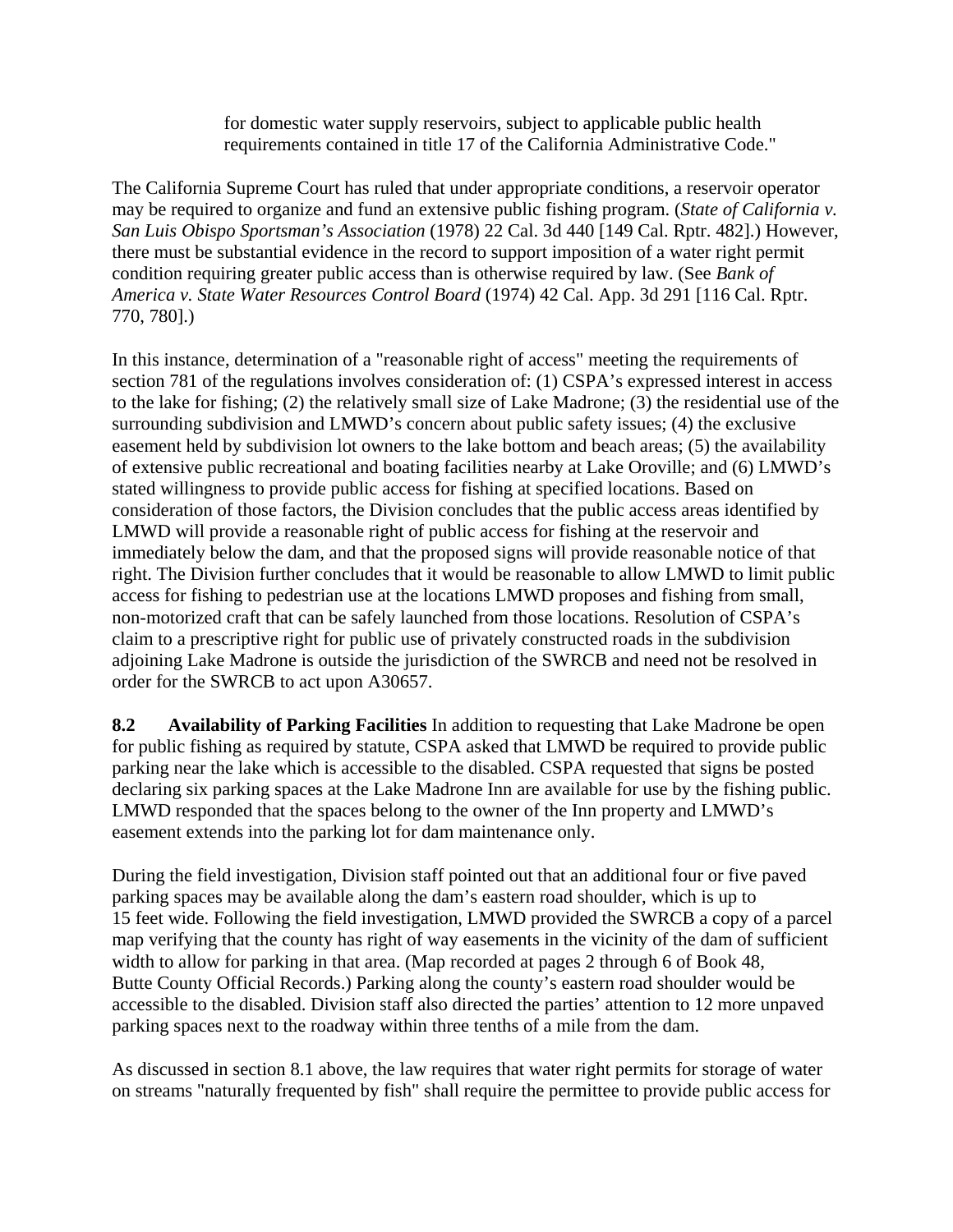> for domestic water supply reservoirs, subject to applicable public health requirements contained in title 17 of the California Administrative Code."

The California Supreme Court has ruled that under appropriate conditions, a reservoir operator may be required to organize and fund an extensive public fishing program. (*State of California v. San Luis Obispo Sportsman's Association* (1978) 22 Cal. 3d 440 [149 Cal. Rptr. 482].) However, there must be substantial evidence in the record to support imposition of a water right permit condition requiring greater public access than is otherwise required by law. (See *Bank of America v. State Water Resources Control Board* (1974) 42 Cal. App. 3d 291 [116 Cal. Rptr. 770, 780].)

In this instance, determination of a "reasonable right of access" meeting the requirements of section 781 of the regulations involves consideration of: (1) CSPA's expressed interest in access to the lake for fishing; (2) the relatively small size of Lake Madrone; (3) the residential use of the surrounding subdivision and LMWD's concern about public safety issues; (4) the exclusive easement held by subdivision lot owners to the lake bottom and beach areas; (5) the availability of extensive public recreational and boating facilities nearby at Lake Oroville; and (6) LMWD's stated willingness to provide public access for fishing at specified locations. Based on consideration of those factors, the Division concludes that the public access areas identified by LMWD will provide a reasonable right of public access for fishing at the reservoir and immediately below the dam, and that the proposed signs will provide reasonable notice of that right. The Division further concludes that it would be reasonable to allow LMWD to limit public access for fishing to pedestrian use at the locations LMWD proposes and fishing from small, non-motorized craft that can be safely launched from those locations. Resolution of CSPA's claim to a prescriptive right for public use of privately constructed roads in the subdivision adjoining Lake Madrone is outside the jurisdiction of the SWRCB and need not be resolved in order for the SWRCB to act upon A30657.

**8.2 Availability of Parking Facilities** In addition to requesting that Lake Madrone be open for public fishing as required by statute, CSPA asked that LMWD be required to provide public parking near the lake which is accessible to the disabled. CSPA requested that signs be posted declaring six parking spaces at the Lake Madrone Inn are available for use by the fishing public. LMWD responded that the spaces belong to the owner of the Inn property and LMWD's easement extends into the parking lot for dam maintenance only.

During the field investigation, Division staff pointed out that an additional four or five paved parking spaces may be available along the dam's eastern road shoulder, which is up to 15 feet wide. Following the field investigation, LMWD provided the SWRCB a copy of a parcel map verifying that the county has right of way easements in the vicinity of the dam of sufficient width to allow for parking in that area. (Map recorded at pages 2 through 6 of Book 48, Butte County Official Records.) Parking along the county's eastern road shoulder would be accessible to the disabled. Division staff also directed the parties' attention to 12 more unpaved parking spaces next to the roadway within three tenths of a mile from the dam.

As discussed in section 8.1 above, the law requires that water right permits for storage of water on streams "naturally frequented by fish" shall require the permittee to provide public access for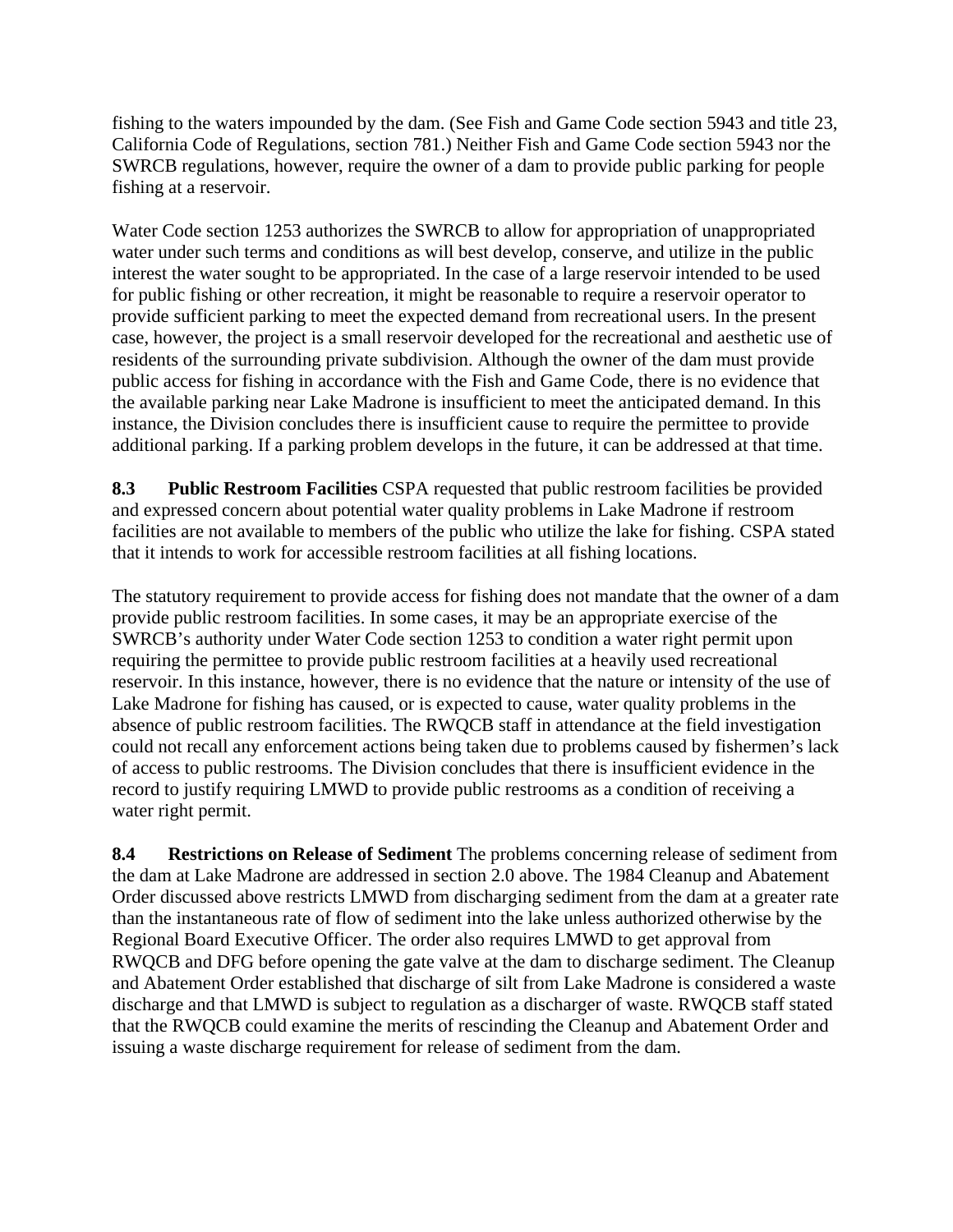fishing to the waters impounded by the dam. (See Fish and Game Code section 5943 and title 23, California Code of Regulations, section 781.) Neither Fish and Game Code section 5943 nor the SWRCB regulations, however, require the owner of a dam to provide public parking for people fishing at a reservoir.

Water Code section 1253 authorizes the SWRCB to allow for appropriation of unappropriated water under such terms and conditions as will best develop, conserve, and utilize in the public interest the water sought to be appropriated. In the case of a large reservoir intended to be used for public fishing or other recreation, it might be reasonable to require a reservoir operator to provide sufficient parking to meet the expected demand from recreational users. In the present case, however, the project is a small reservoir developed for the recreational and aesthetic use of residents of the surrounding private subdivision. Although the owner of the dam must provide public access for fishing in accordance with the Fish and Game Code, there is no evidence that the available parking near Lake Madrone is insufficient to meet the anticipated demand. In this instance, the Division concludes there is insufficient cause to require the permittee to provide additional parking. If a parking problem develops in the future, it can be addressed at that time.

**8.3 Public Restroom Facilities** CSPA requested that public restroom facilities be provided and expressed concern about potential water quality problems in Lake Madrone if restroom facilities are not available to members of the public who utilize the lake for fishing. CSPA stated that it intends to work for accessible restroom facilities at all fishing locations.

The statutory requirement to provide access for fishing does not mandate that the owner of a dam provide public restroom facilities. In some cases, it may be an appropriate exercise of the SWRCB's authority under Water Code section 1253 to condition a water right permit upon requiring the permittee to provide public restroom facilities at a heavily used recreational reservoir. In this instance, however, there is no evidence that the nature or intensity of the use of Lake Madrone for fishing has caused, or is expected to cause, water quality problems in the absence of public restroom facilities. The RWQCB staff in attendance at the field investigation could not recall any enforcement actions being taken due to problems caused by fishermen's lack of access to public restrooms. The Division concludes that there is insufficient evidence in the record to justify requiring LMWD to provide public restrooms as a condition of receiving a water right permit.

**8.4 Restrictions on Release of Sediment** The problems concerning release of sediment from the dam at Lake Madrone are addressed in section 2.0 above. The 1984 Cleanup and Abatement Order discussed above restricts LMWD from discharging sediment from the dam at a greater rate than the instantaneous rate of flow of sediment into the lake unless authorized otherwise by the Regional Board Executive Officer. The order also requires LMWD to get approval from RWQCB and DFG before opening the gate valve at the dam to discharge sediment. The Cleanup and Abatement Order established that discharge of silt from Lake Madrone is considered a waste discharge and that LMWD is subject to regulation as a discharger of waste. RWQCB staff stated that the RWQCB could examine the merits of rescinding the Cleanup and Abatement Order and issuing a waste discharge requirement for release of sediment from the dam.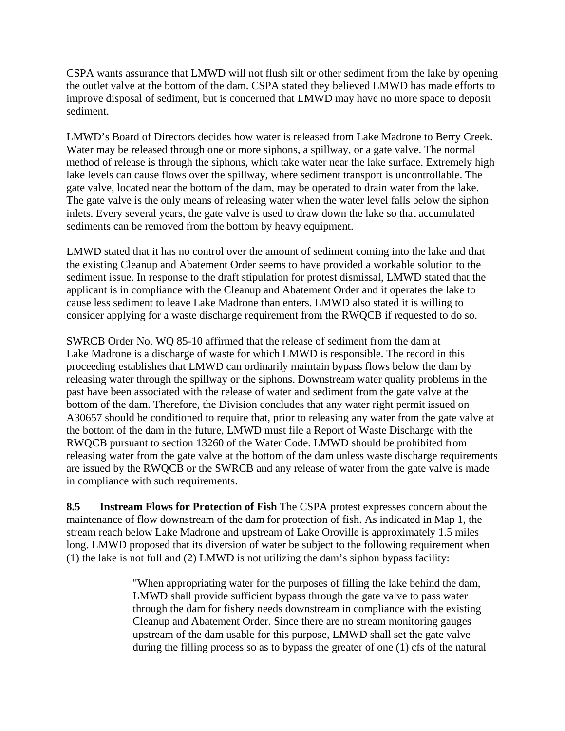CSPA wants assurance that LMWD will not flush silt or other sediment from the lake by opening the outlet valve at the bottom of the dam. CSPA stated they believed LMWD has made efforts to improve disposal of sediment, but is concerned that LMWD may have no more space to deposit sediment.

LMWD's Board of Directors decides how water is released from Lake Madrone to Berry Creek. Water may be released through one or more siphons, a spillway, or a gate valve. The normal method of release is through the siphons, which take water near the lake surface. Extremely high lake levels can cause flows over the spillway, where sediment transport is uncontrollable. The gate valve, located near the bottom of the dam, may be operated to drain water from the lake. The gate valve is the only means of releasing water when the water level falls below the siphon inlets. Every several years, the gate valve is used to draw down the lake so that accumulated sediments can be removed from the bottom by heavy equipment.

LMWD stated that it has no control over the amount of sediment coming into the lake and that the existing Cleanup and Abatement Order seems to have provided a workable solution to the sediment issue. In response to the draft stipulation for protest dismissal, LMWD stated that the applicant is in compliance with the Cleanup and Abatement Order and it operates the lake to cause less sediment to leave Lake Madrone than enters. LMWD also stated it is willing to consider applying for a waste discharge requirement from the RWQCB if requested to do so.

SWRCB Order No. WQ 85-10 affirmed that the release of sediment from the dam at Lake Madrone is a discharge of waste for which LMWD is responsible. The record in this proceeding establishes that LMWD can ordinarily maintain bypass flows below the dam by releasing water through the spillway or the siphons. Downstream water quality problems in the past have been associated with the release of water and sediment from the gate valve at the bottom of the dam. Therefore, the Division concludes that any water right permit issued on A30657 should be conditioned to require that, prior to releasing any water from the gate valve at the bottom of the dam in the future, LMWD must file a Report of Waste Discharge with the RWQCB pursuant to section 13260 of the Water Code. LMWD should be prohibited from releasing water from the gate valve at the bottom of the dam unless waste discharge requirements are issued by the RWQCB or the SWRCB and any release of water from the gate valve is made in compliance with such requirements.

**8.5 Instream Flows for Protection of Fish** The CSPA protest expresses concern about the maintenance of flow downstream of the dam for protection of fish. As indicated in Map 1, the stream reach below Lake Madrone and upstream of Lake Oroville is approximately 1.5 miles long. LMWD proposed that its diversion of water be subject to the following requirement when (1) the lake is not full and (2) LMWD is not utilizing the dam's siphon bypass facility:

> "When appropriating water for the purposes of filling the lake behind the dam, LMWD shall provide sufficient bypass through the gate valve to pass water through the dam for fishery needs downstream in compliance with the existing Cleanup and Abatement Order. Since there are no stream monitoring gauges upstream of the dam usable for this purpose, LMWD shall set the gate valve during the filling process so as to bypass the greater of one (1) cfs of the natural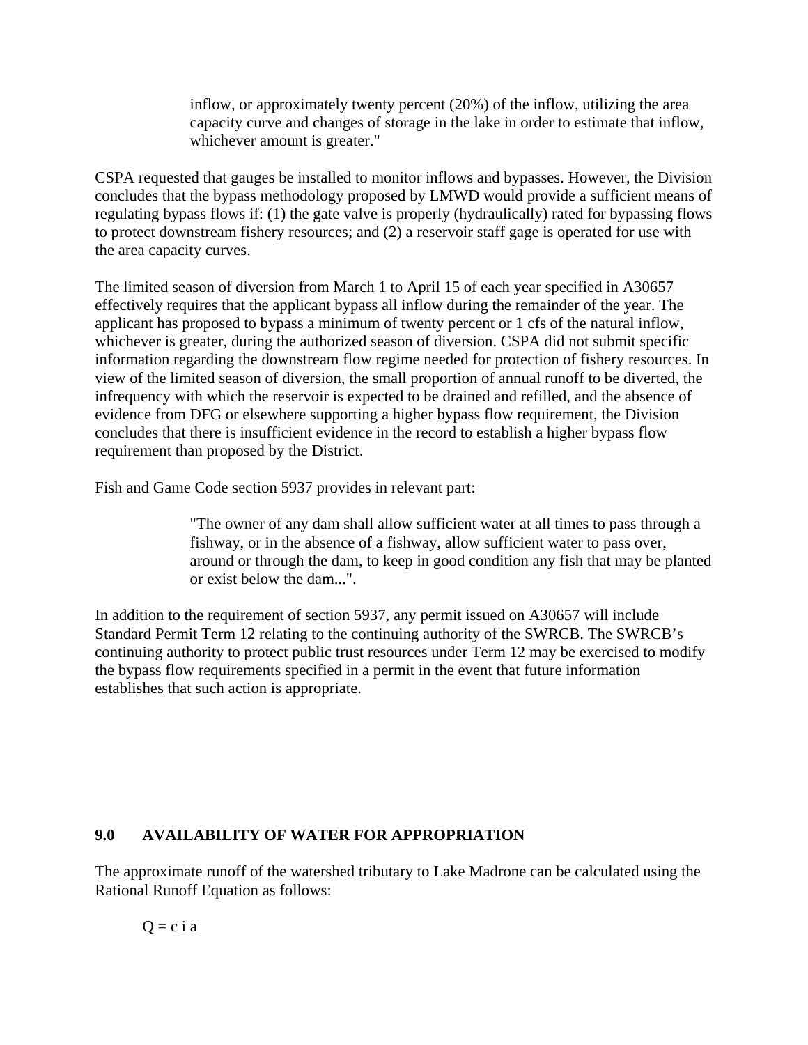> inflow, or approximately twenty percent (20%) of the inflow, utilizing the area capacity curve and changes of storage in the lake in order to estimate that inflow, whichever amount is greater."

CSPA requested that gauges be installed to monitor inflows and bypasses. However, the Division concludes that the bypass methodology proposed by LMWD would provide a sufficient means of regulating bypass flows if: (1) the gate valve is properly (hydraulically) rated for bypassing flows to protect downstream fishery resources; and (2) a reservoir staff gage is operated for use with the area capacity curves.

The limited season of diversion from March 1 to April 15 of each year specified in A30657 effectively requires that the applicant bypass all inflow during the remainder of the year. The applicant has proposed to bypass a minimum of twenty percent or 1 cfs of the natural inflow, whichever is greater, during the authorized season of diversion. CSPA did not submit specific information regarding the downstream flow regime needed for protection of fishery resources. In view of the limited season of diversion, the small proportion of annual runoff to be diverted, the infrequency with which the reservoir is expected to be drained and refilled, and the absence of evidence from DFG or elsewhere supporting a higher bypass flow requirement, the Division concludes that there is insufficient evidence in the record to establish a higher bypass flow requirement than proposed by the District.

Fish and Game Code section 5937 provides in relevant part:

> "The owner of any dam shall allow sufficient water at all times to pass through a fishway, or in the absence of a fishway, allow sufficient water to pass over, around or through the dam, to keep in good condition any fish that may be planted or exist below the dam...".

In addition to the requirement of section 5937, any permit issued on A30657 will include Standard Permit Term 12 relating to the continuing authority of the SWRCB. The SWRCB's continuing authority to protect public trust resources under Term 12 may be exercised to modify the bypass flow requirements specified in a permit in the event that future information establishes that such action is appropriate.

## 9.0 AVAILABILITY OF WATER FOR APPROPRIATION

The approximate runoff of the watershed tributary to Lake Madrone can be calculated using the Rational Runoff Equation as follows:

$$Q = c\ i\ a$$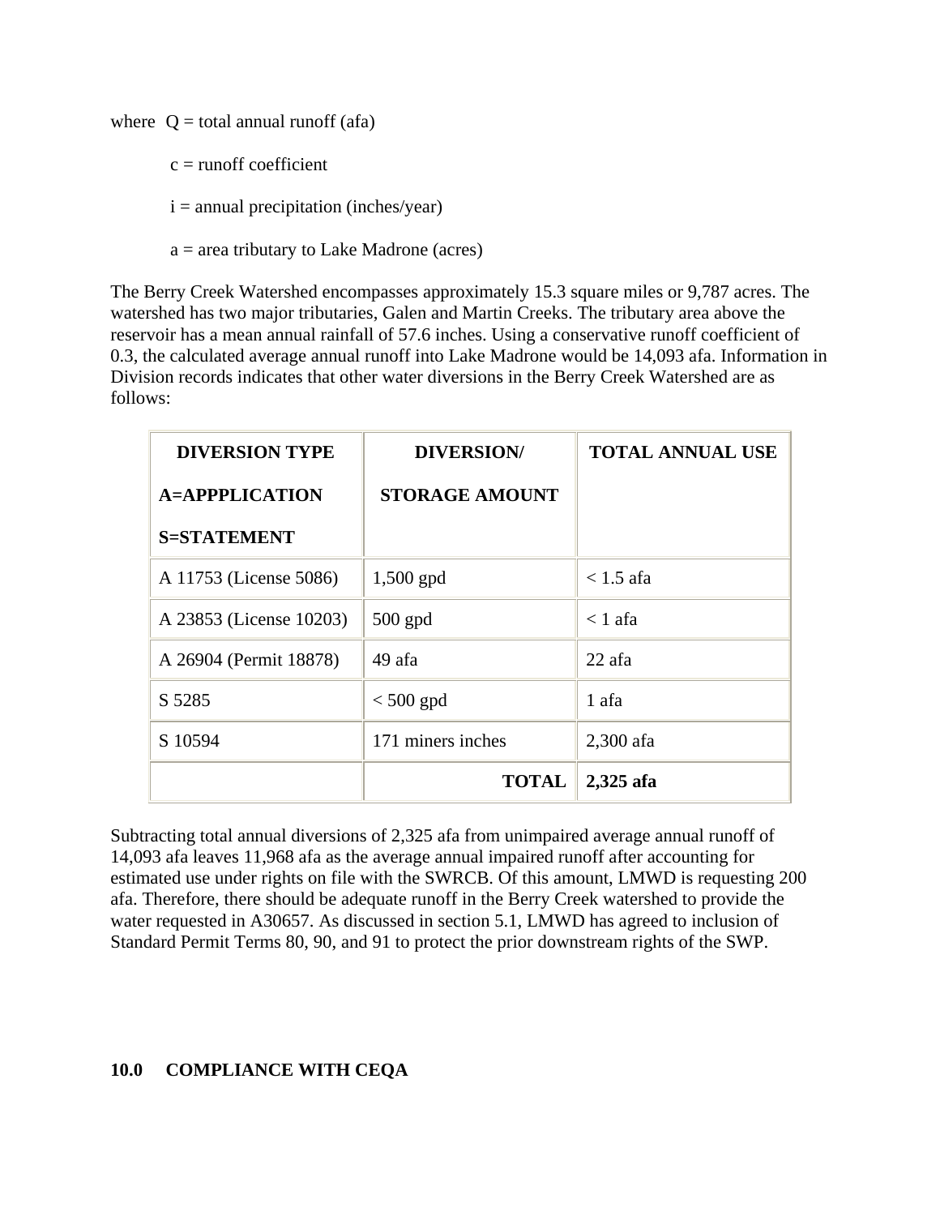where $Q$ = total annual runoff (afa)

$c$ = runoff coefficient

$i$ = annual precipitation (inches/year)

$a$ = area tributary to Lake Madrone (acres)

The Berry Creek Watershed encompasses approximately 15.3 square miles or 9,787 acres. The watershed has two major tributaries, Galen and Martin Creeks. The tributary area above the reservoir has a mean annual rainfall of 57.6 inches. Using a conservative runoff coefficient of 0.3, the calculated average annual runoff into Lake Madrone would be 14,093 afa. Information in Division records indicates that other water diversions in the Berry Creek Watershed are as follows:

| DIVERSION TYPE<br>A=APPPLICATION<br>S=STATEMENT | DIVERSION/<br>STORAGE AMOUNT | TOTAL ANNUAL USE |
|---|---|---|
| A 11753 (License 5086) | 1,500 gpd | < 1.5 afa |
| A 23853 (License 10203) | 500 gpd | < 1 afa |
| A 26904 (Permit 18878) | 49 afa | 22 afa |
| S 5285 | < 500 gpd | 1 afa |
| S 10594 | 171 miners inches | 2,300 afa |
| | **TOTAL** | **2,325 afa** |

Subtracting total annual diversions of 2,325 afa from unimpaired average annual runoff of 14,093 afa leaves 11,968 afa as the average annual impaired runoff after accounting for estimated use under rights on file with the SWRCB. Of this amount, LMWD is requesting 200 afa. Therefore, there should be adequate runoff in the Berry Creek watershed to provide the water requested in A30657. As discussed in section 5.1, LMWD has agreed to inclusion of Standard Permit Terms 80, 90, and 91 to protect the prior downstream rights of the SWP.

## 10.0 COMPLIANCE WITH CEQA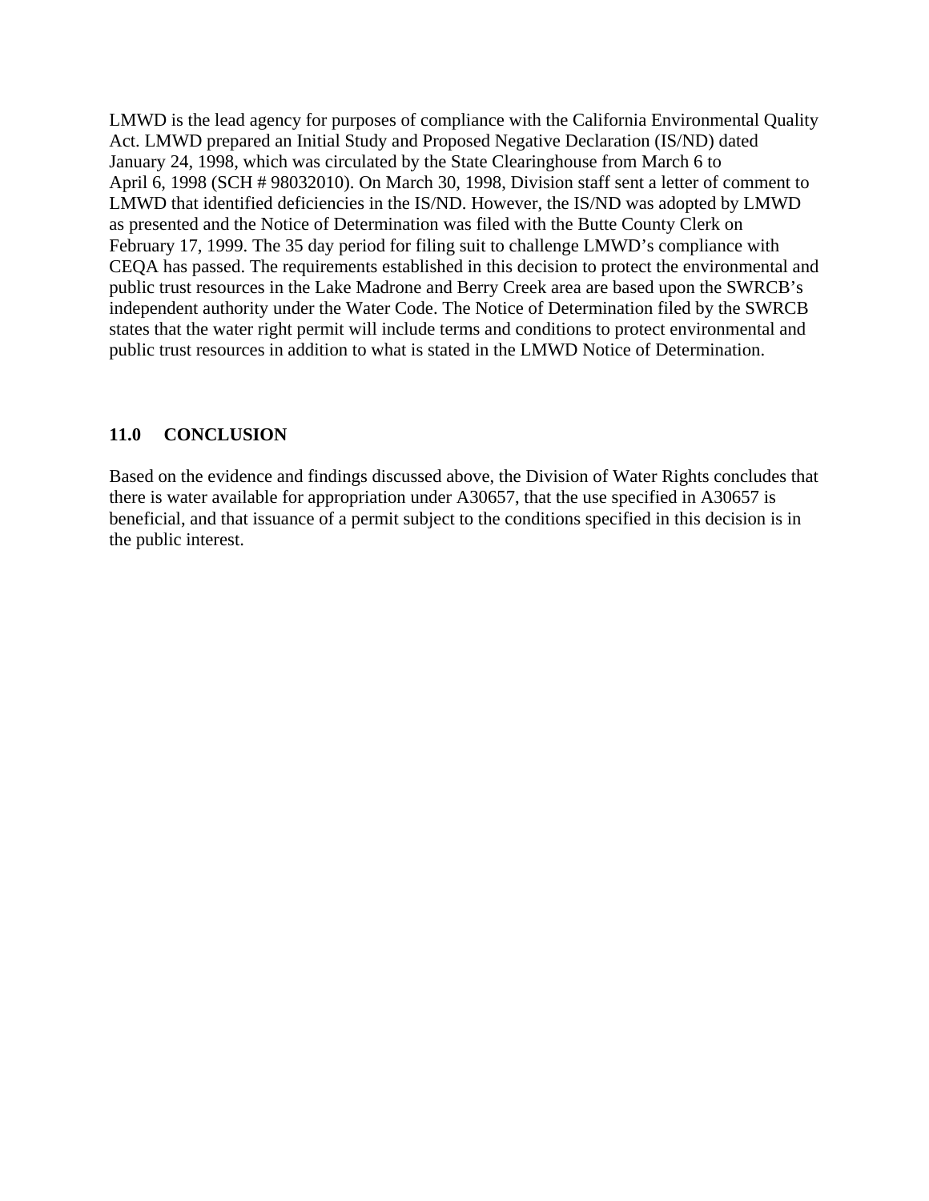LMWD is the lead agency for purposes of compliance with the California Environmental Quality Act. LMWD prepared an Initial Study and Proposed Negative Declaration (IS/ND) dated January 24, 1998, which was circulated by the State Clearinghouse from March 6 to April 6, 1998 (SCH # 98032010). On March 30, 1998, Division staff sent a letter of comment to LMWD that identified deficiencies in the IS/ND. However, the IS/ND was adopted by LMWD as presented and the Notice of Determination was filed with the Butte County Clerk on February 17, 1999. The 35 day period for filing suit to challenge LMWD's compliance with CEQA has passed. The requirements established in this decision to protect the environmental and public trust resources in the Lake Madrone and Berry Creek area are based upon the SWRCB's independent authority under the Water Code. The Notice of Determination filed by the SWRCB states that the water right permit will include terms and conditions to protect environmental and public trust resources in addition to what is stated in the LMWD Notice of Determination.

## 11.0 CONCLUSION

Based on the evidence and findings discussed above, the Division of Water Rights concludes that there is water available for appropriation under A30657, that the use specified in A30657 is beneficial, and that issuance of a permit subject to the conditions specified in this decision is in the public interest.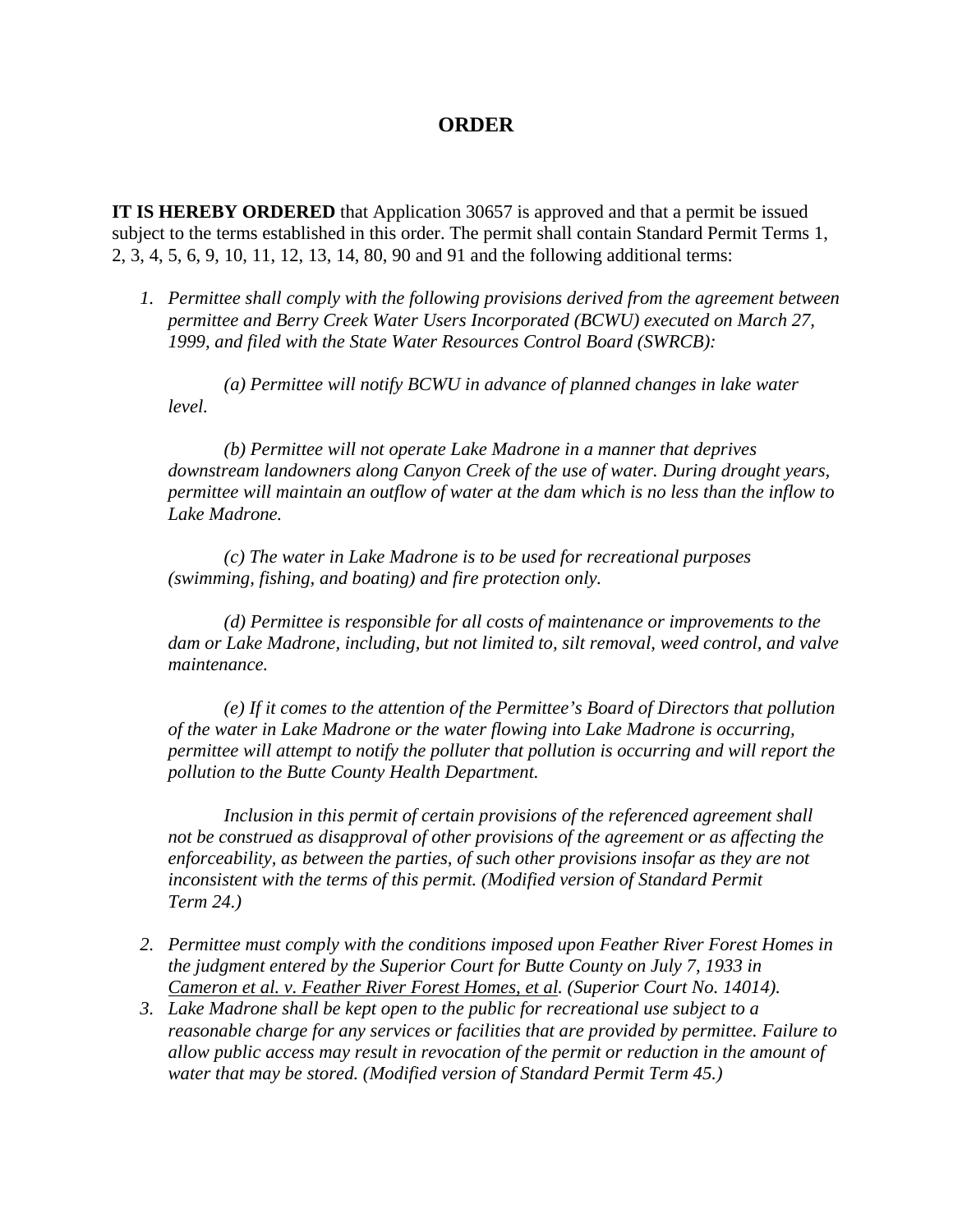# ORDER

**IT IS HEREBY ORDERED** that Application 30657 is approved and that a permit be issued subject to the terms established in this order. The permit shall contain Standard Permit Terms 1, 2, 3, 4, 5, 6, 9, 10, 11, 12, 13, 14, 80, 90 and 91 and the following additional terms:

1. *Permittee shall comply with the following provisions derived from the agreement between permittee and Berry Creek Water Users Incorporated (BCWU) executed on March 27, 1999, and filed with the State Water Resources Control Board (SWRCB):*

   *(a) Permittee will notify BCWU in advance of planned changes in lake water level.*

   *(b) Permittee will not operate Lake Madrone in a manner that deprives downstream landowners along Canyon Creek of the use of water. During drought years, permittee will maintain an outflow of water at the dam which is no less than the inflow to Lake Madrone.*

   *(c) The water in Lake Madrone is to be used for recreational purposes (swimming, fishing, and boating) and fire protection only.*

   *(d) Permittee is responsible for all costs of maintenance or improvements to the dam or Lake Madrone, including, but not limited to, silt removal, weed control, and valve maintenance.*

   *(e) If it comes to the attention of the Permittee's Board of Directors that pollution of the water in Lake Madrone or the water flowing into Lake Madrone is occurring, permittee will attempt to notify the polluter that pollution is occurring and will report the pollution to the Butte County Health Department.*

   *Inclusion in this permit of certain provisions of the referenced agreement shall not be construed as disapproval of other provisions of the agreement or as affecting the enforceability, as between the parties, of such other provisions insofar as they are not inconsistent with the terms of this permit. (Modified version of Standard Permit Term 24.)*

2. *Permittee must comply with the conditions imposed upon Feather River Forest Homes in the judgment entered by the Superior Court for Butte County on July 7, 1933 in Cameron et al. v. Feather River Forest Homes, et al. (Superior Court No. 14014).*
3. *Lake Madrone shall be kept open to the public for recreational use subject to a reasonable charge for any services or facilities that are provided by permittee. Failure to allow public access may result in revocation of the permit or reduction in the amount of water that may be stored. (Modified version of Standard Permit Term 45.)*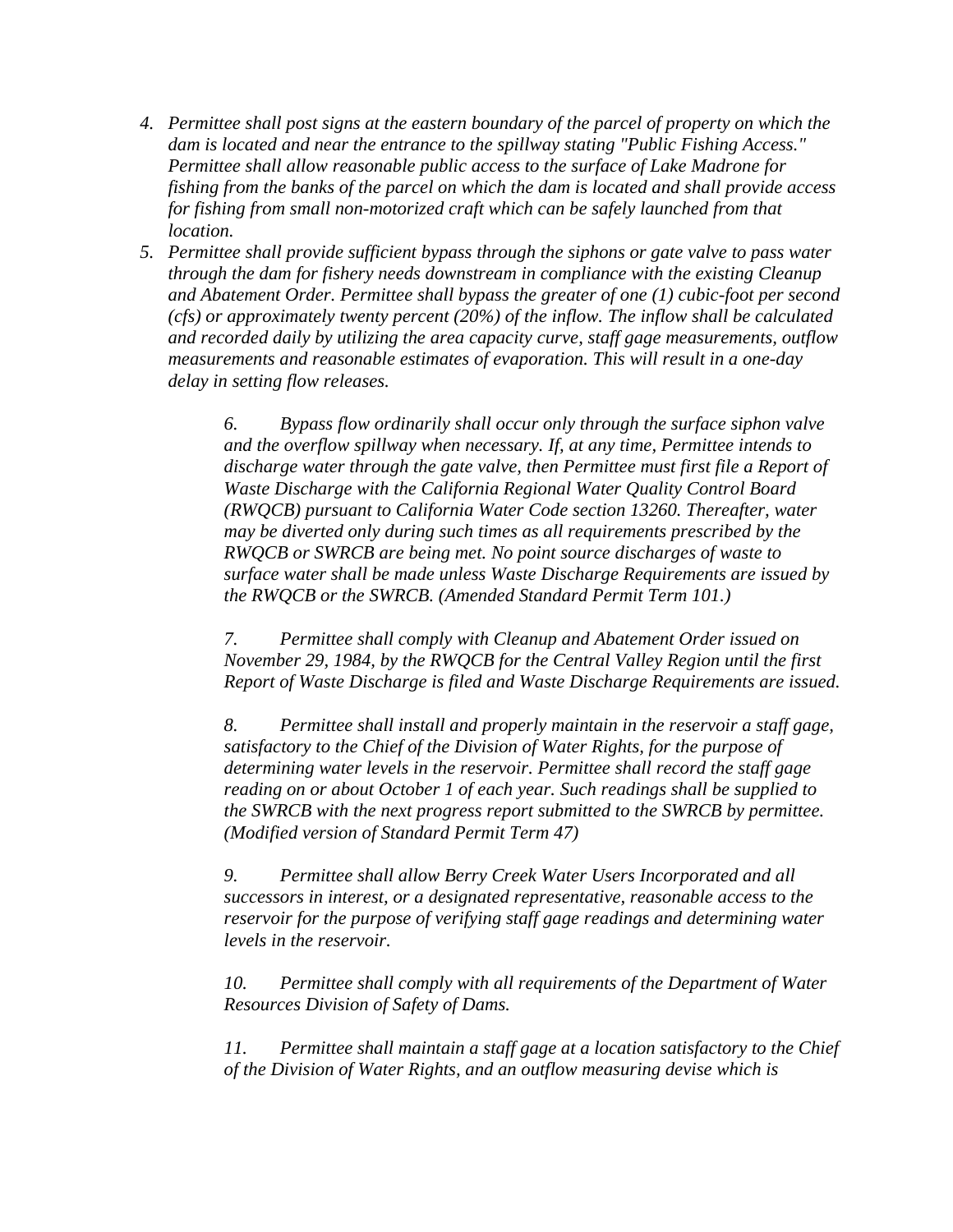4. *Permittee shall post signs at the eastern boundary of the parcel of property on which the dam is located and near the entrance to the spillway stating "Public Fishing Access." Permittee shall allow reasonable public access to the surface of Lake Madrone for fishing from the banks of the parcel on which the dam is located and shall provide access for fishing from small non-motorized craft which can be safely launched from that location.*
5. *Permittee shall provide sufficient bypass through the siphons or gate valve to pass water through the dam for fishery needs downstream in compliance with the existing Cleanup and Abatement Order. Permittee shall bypass the greater of one (1) cubic-foot per second (cfs) or approximately twenty percent (20%) of the inflow. The inflow shall be calculated and recorded daily by utilizing the area capacity curve, staff gage measurements, outflow measurements and reasonable estimates of evaporation. This will result in a one-day delay in setting flow releases.*

> *6. Bypass flow ordinarily shall occur only through the surface siphon valve and the overflow spillway when necessary. If, at any time, Permittee intends to discharge water through the gate valve, then Permittee must first file a Report of Waste Discharge with the California Regional Water Quality Control Board (RWQCB) pursuant to California Water Code section 13260. Thereafter, water may be diverted only during such times as all requirements prescribed by the RWQCB or SWRCB are being met. No point source discharges of waste to surface water shall be made unless Waste Discharge Requirements are issued by the RWQCB or the SWRCB. (Amended Standard Permit Term 101.)*
>
> *7. Permittee shall comply with Cleanup and Abatement Order issued on November 29, 1984, by the RWQCB for the Central Valley Region until the first Report of Waste Discharge is filed and Waste Discharge Requirements are issued.*
>
> *8. Permittee shall install and properly maintain in the reservoir a staff gage, satisfactory to the Chief of the Division of Water Rights, for the purpose of determining water levels in the reservoir. Permittee shall record the staff gage reading on or about October 1 of each year. Such readings shall be supplied to the SWRCB with the next progress report submitted to the SWRCB by permittee. (Modified version of Standard Permit Term 47)*
>
> *9. Permittee shall allow Berry Creek Water Users Incorporated and all successors in interest, or a designated representative, reasonable access to the reservoir for the purpose of verifying staff gage readings and determining water levels in the reservoir.*
>
> *10. Permittee shall comply with all requirements of the Department of Water Resources Division of Safety of Dams.*
>
> *11. Permittee shall maintain a staff gage at a location satisfactory to the Chief of the Division of Water Rights, and an outflow measuring devise which is*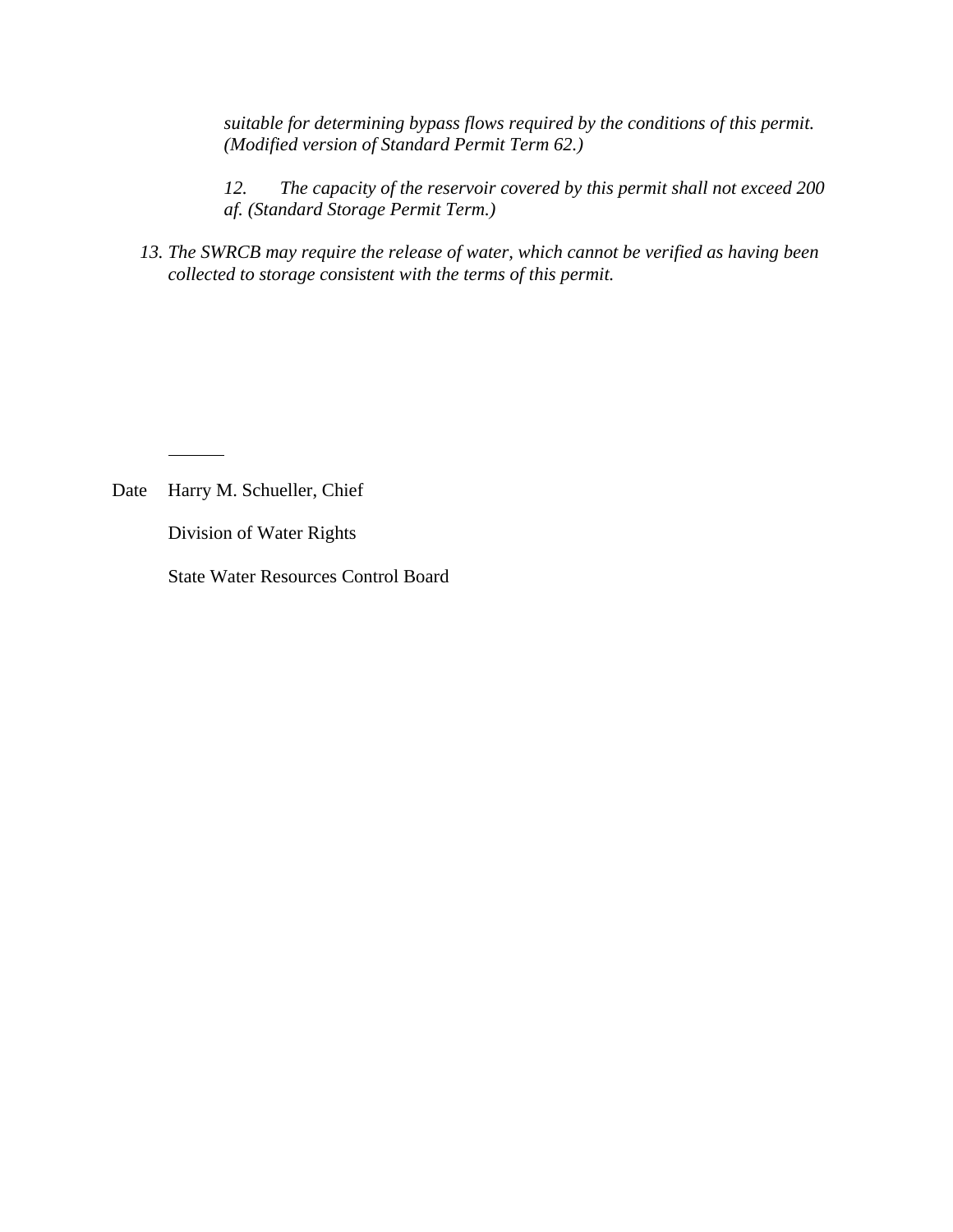*suitable for determining bypass flows required by the conditions of this permit. (Modified version of Standard Permit Term 62.)*

*12. The capacity of the reservoir covered by this permit shall not exceed 200 af. (Standard Storage Permit Term.)*

*13. The SWRCB may require the release of water, which cannot be verified as having been collected to storage consistent with the terms of this permit.*

\_\_\_\_\_\_

Date Harry M. Schueller, Chief

Division of Water Rights

State Water Resources Control Board